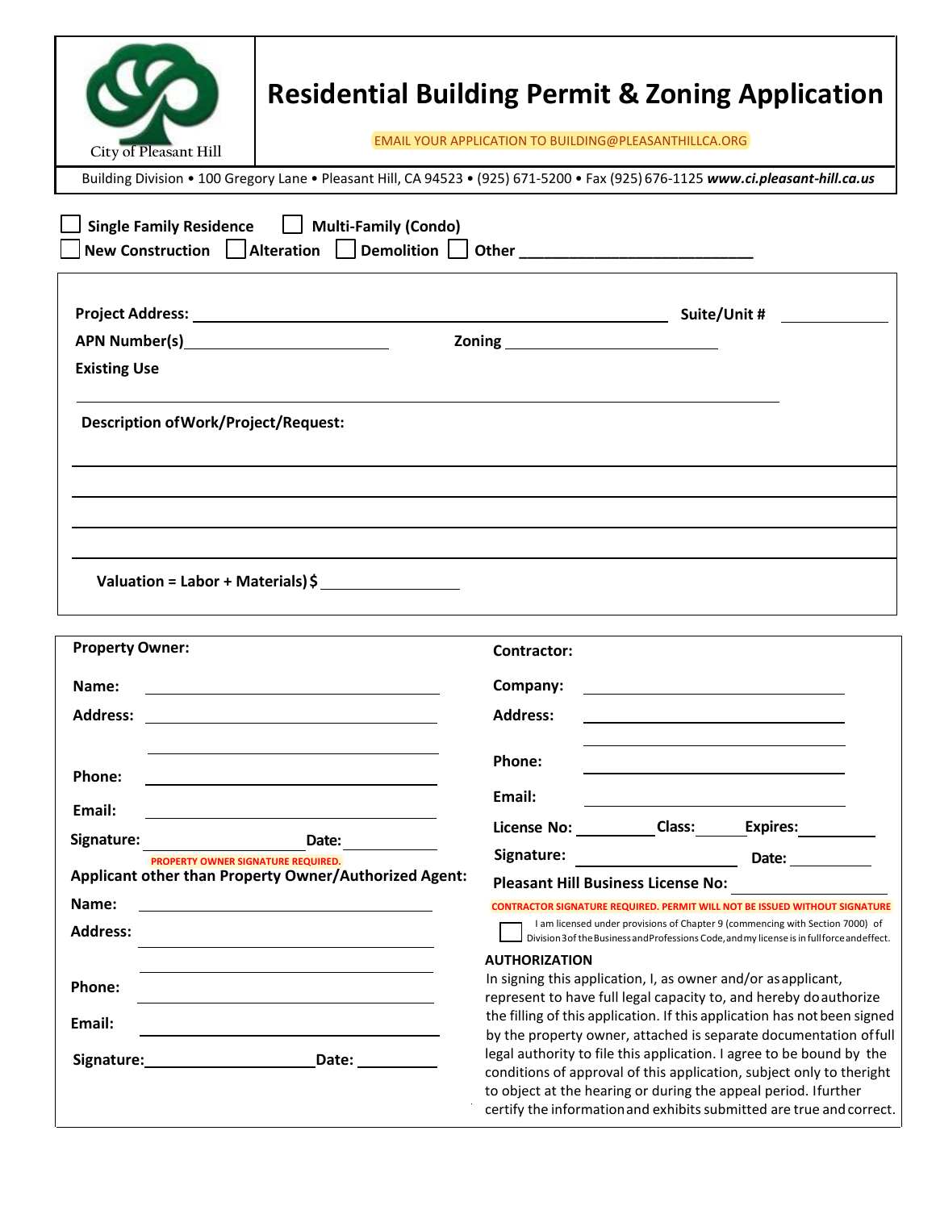# Residential Building Permit & Zoning Application

City of Pleasant Hill

EMAIL YOUR APPLICATION TO BUILDING@PLEASANTHILLCA.ORG

Building Division • 100 Gregory Lane • Pleasant Hill, CA 94523 • (925) 671-5200 • Fax (925) 676-1125 ***www.ci.pleasant-hill.ca.us***

☐ **Single Family Residence** ☐ **Multi-Family (Condo)**

☐ **New Construction** ☐ **Alteration** ☐ **Demolition** ☐ **Other** ___________________________

**Project Address:** ______________________________________________ **Suite/Unit #** __________

**APN Number(s)** ____________________ **Zoning** ____________________

**Existing Use**

______________________________________________________________________

**Description of Work/Project/Request:**

______________________________________________________________________

______________________________________________________________________

______________________________________________________________________

______________________________________________________________________

**Valuation = Labor + Materials) $** ______________

**Property Owner:**

**Name:** ______________________________

**Address:** ______________________________

______________________________

**Phone:** ______________________________

**Email:** ______________________________

**Signature:** ____________________ **Date:** __________

PROPERTY OWNER SIGNATURE REQUIRED.

**Applicant other than Property Owner/Authorized Agent:**

**Name:** ______________________________

**Address:** ______________________________

______________________________

**Phone:** ______________________________

**Email:** ______________________________

**Signature:** ____________________ **Date:** __________

**Contractor:**

**Company:** ______________________________

**Address:** ______________________________

______________________________

**Phone:** ______________________________

**Email:** ______________________________

**License No:** __________ **Class:** ______ **Expires:** __________

**Signature:** ____________________ **Date:** __________

**Pleasant Hill Business License No:** ____________________

CONTRACTOR SIGNATURE REQUIRED. PERMIT WILL NOT BE ISSUED WITHOUT SIGNATURE

☐ I am licensed under provisions of Chapter 9 (commencing with Section 7000) of Division 3 of the Business and Professions Code, and my license is in full force and effect.

**AUTHORIZATION**

In signing this application, I, as owner and/or as applicant, represent to have full legal capacity to, and hereby do authorize the filling of this application. If this application has not been signed by the property owner, attached is separate documentation of full legal authority to file this application. I agree to be bound by the conditions of approval of this application, subject only to the right to object at the hearing or during the appeal period. I further certify the information and exhibits submitted are true and correct.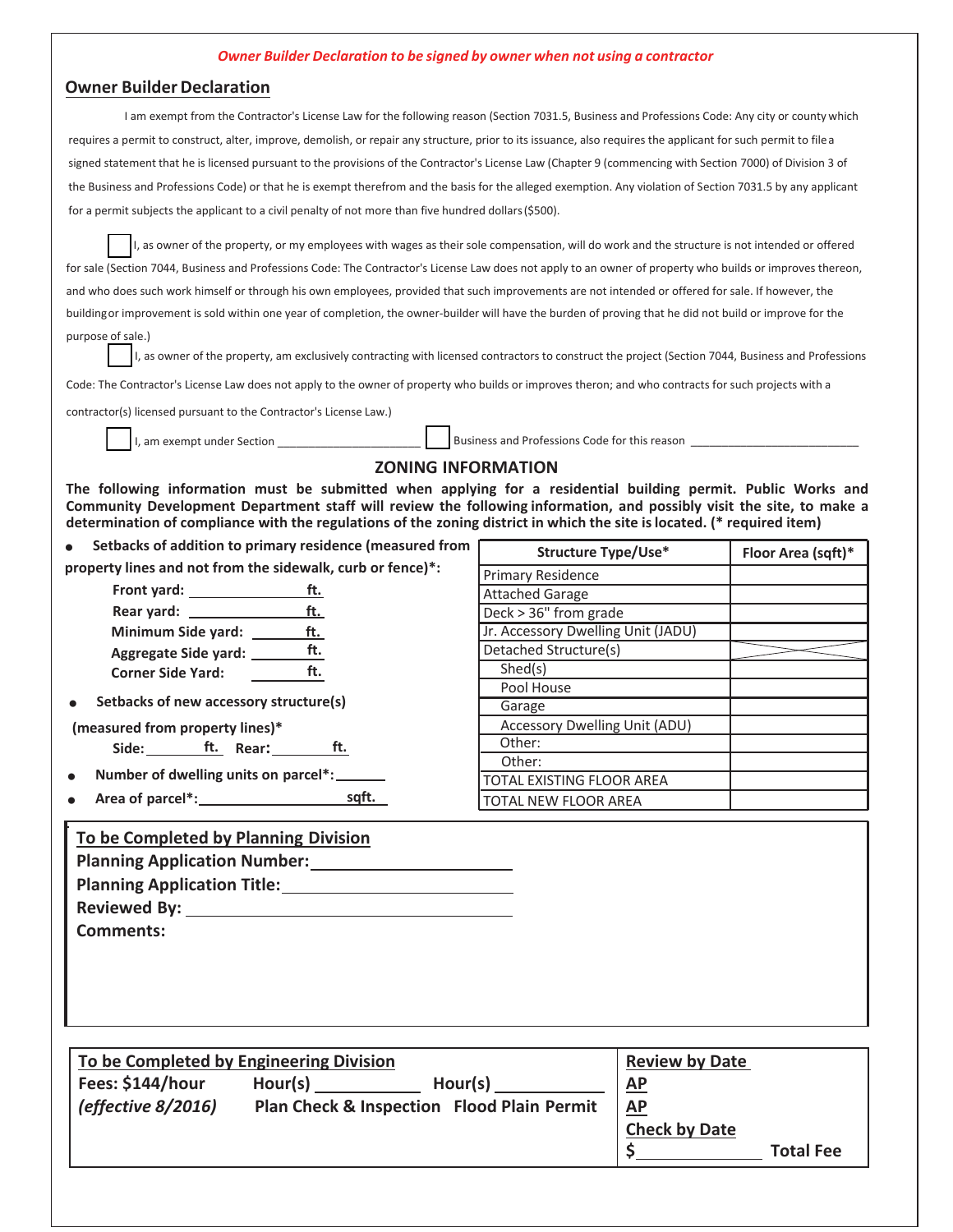*Owner Builder Declaration to be signed by owner when not using a contractor*

## Owner Builder Declaration

I am exempt from the Contractor's License Law for the following reason (Section 7031.5, Business and Professions Code: Any city or county which requires a permit to construct, alter, improve, demolish, or repair any structure, prior to its issuance, also requires the applicant for such permit to file a signed statement that he is licensed pursuant to the provisions of the Contractor's License Law (Chapter 9 (commencing with Section 7000) of Division 3 of the Business and Professions Code) or that he is exempt therefrom and the basis for the alleged exemption. Any violation of Section 7031.5 by any applicant for a permit subjects the applicant to a civil penalty of not more than five hundred dollars ($500).

☐ I, as owner of the property, or my employees with wages as their sole compensation, will do work and the structure is not intended or offered for sale (Section 7044, Business and Professions Code: The Contractor's License Law does not apply to an owner of property who builds or improves thereon, and who does such work himself or through his own employees, provided that such improvements are not intended or offered for sale. If however, the building or improvement is sold within one year of completion, the owner-builder will have the burden of proving that he did not build or improve for the purpose of sale.)

☐ I, as owner of the property, am exclusively contracting with licensed contractors to construct the project (Section 7044, Business and Professions Code: The Contractor's License Law does not apply to the owner of property who builds or improves theron; and who contracts for such projects with a contractor(s) licensed pursuant to the Contractor's License Law.)

☐ I, am exempt under Section ____________________ ☐ Business and Professions Code for this reason ________________________

## ZONING INFORMATION

**The following information must be submitted when applying for a residential building permit. Public Works and Community Development Department staff will review the following information, and possibly visit the site, to make a determination of compliance with the regulations of the zoning district in which the site is located. (* required item)**

- **Setbacks of addition to primary residence (measured from property lines and not from the sidewalk, curb or fence)*:**
  - **Front yard:** ____________ **ft.**
  - **Rear yard:** ____________ **ft.**
  - **Minimum Side yard:** ______ **ft.**
  - **Aggregate Side yard:** ______ **ft.**
  - **Corner Side Yard:** ______ **ft.**
- **Setbacks of new accessory structure(s) (measured from property lines)***
  - **Side:** ______ **ft.** **Rear:** ______ **ft.**
- **Number of dwelling units on parcel*:** ______
- **Area of parcel*:** ________________ **sqft.**

| Structure Type/Use* | Floor Area (sqft)* |
|---|---|
| Primary Residence | |
| Attached Garage | |
| Deck > 36" from grade | |
| Jr. Accessory Dwelling Unit (JADU) | |
| Detached Structure(s) | ☒ |
| Shed(s) | |
| Pool House | |
| Garage | |
| Accessory Dwelling Unit (ADU) | |
| Other: | |
| Other: | |
| TOTAL EXISTING FLOOR AREA | |
| TOTAL NEW FLOOR AREA | |

**To be Completed by Planning Division**

**Planning Application Number:** ____________________

**Planning Application Title:** ____________________

**Reviewed By:** ____________________

**Comments:**

| **To be Completed by Engineering Division** | | | **Review by Date** |
|---|---|---|---|
| **Fees: $144/hour** | **Hour(s)** __________ | **Hour(s)** __________ | **AP** |
| ***(effective 8/2016)*** | **Plan Check & Inspection** | **Flood Plain Permit** | **AP** |
| | | | **Check by Date** |
| | | | **$** __________ **Total Fee** |